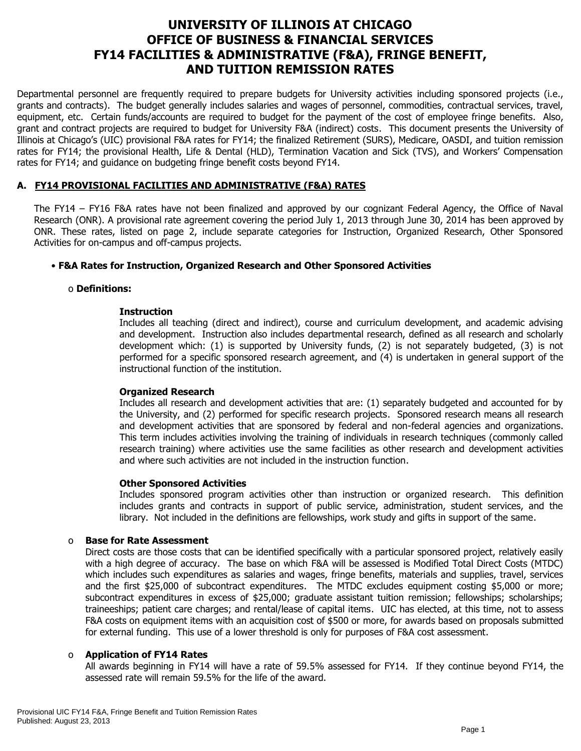# UNIVERSITY OF ILLINOIS AT CHICAGO
# OFFICE OF BUSINESS & FINANCIAL SERVICES
# FY14 FACILITIES & ADMINISTRATIVE (F&A), FRINGE BENEFIT, AND TUITION REMISSION RATES

Departmental personnel are frequently required to prepare budgets for University activities including sponsored projects (i.e., grants and contracts). The budget generally includes salaries and wages of personnel, commodities, contractual services, travel, equipment, etc. Certain funds/accounts are required to budget for the payment of the cost of employee fringe benefits. Also, grant and contract projects are required to budget for University F&A (indirect) costs. This document presents the University of Illinois at Chicago's (UIC) provisional F&A rates for FY14; the finalized Retirement (SURS), Medicare, OASDI, and tuition remission rates for FY14; the provisional Health, Life & Dental (HLD), Termination Vacation and Sick (TVS), and Workers' Compensation rates for FY14; and guidance on budgeting fringe benefit costs beyond FY14.

## A. <u>FY14 PROVISIONAL FACILITIES AND ADMINISTRATIVE (F&A) RATES</u>

The FY14 – FY16 F&A rates have not been finalized and approved by our cognizant Federal Agency, the Office of Naval Research (ONR). A provisional rate agreement covering the period July 1, 2013 through June 30, 2014 has been approved by ONR. These rates, listed on page 2, include separate categories for Instruction, Organized Research, Other Sponsored Activities for on-campus and off-campus projects.

- **F&A Rates for Instruction, Organized Research and Other Sponsored Activities**

  - **Definitions:**

    **Instruction**
    Includes all teaching (direct and indirect), course and curriculum development, and academic advising and development. Instruction also includes departmental research, defined as all research and scholarly development which: (1) is supported by University funds, (2) is not separately budgeted, (3) is not performed for a specific sponsored research agreement, and (4) is undertaken in general support of the instructional function of the institution.

    **Organized Research**
    Includes all research and development activities that are: (1) separately budgeted and accounted for by the University, and (2) performed for specific research projects. Sponsored research means all research and development activities that are sponsored by federal and non-federal agencies and organizations. This term includes activities involving the training of individuals in research techniques (commonly called research training) where activities use the same facilities as other research and development activities and where such activities are not included in the instruction function.

    **Other Sponsored Activities**
    Includes sponsored program activities other than instruction or organized research. This definition includes grants and contracts in support of public service, administration, student services, and the library. Not included in the definitions are fellowships, work study and gifts in support of the same.

  - **Base for Rate Assessment**
    Direct costs are those costs that can be identified specifically with a particular sponsored project, relatively easily with a high degree of accuracy. The base on which F&A will be assessed is Modified Total Direct Costs (MTDC) which includes such expenditures as salaries and wages, fringe benefits, materials and supplies, travel, services and the first $25,000 of subcontract expenditures. The MTDC excludes equipment costing $5,000 or more; subcontract expenditures in excess of $25,000; graduate assistant tuition remission; fellowships; scholarships; traineeships; patient care charges; and rental/lease of capital items. UIC has elected, at this time, not to assess F&A costs on equipment items with an acquisition cost of $500 or more, for awards based on proposals submitted for external funding. This use of a lower threshold is only for purposes of F&A cost assessment.

  - **Application of FY14 Rates**
    All awards beginning in FY14 will have a rate of 59.5% assessed for FY14. If they continue beyond FY14, the assessed rate will remain 59.5% for the life of the award.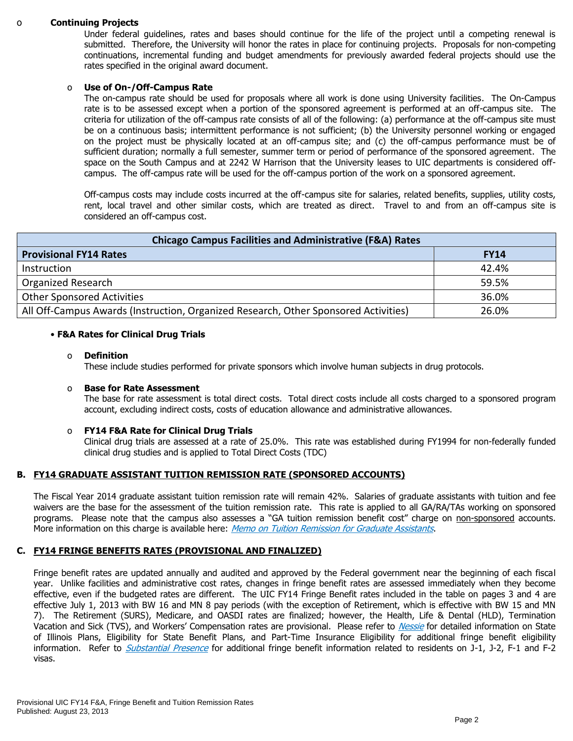- **Continuing Projects**

  Under federal guidelines, rates and bases should continue for the life of the project until a competing renewal is submitted. Therefore, the University will honor the rates in place for continuing projects. Proposals for non-competing continuations, incremental funding and budget amendments for previously awarded federal projects should use the rates specified in the original award document.

- **Use of On-/Off-Campus Rate**

  The on-campus rate should be used for proposals where all work is done using University facilities. The On-Campus rate is to be assessed except when a portion of the sponsored agreement is performed at an off-campus site. The criteria for utilization of the off-campus rate consists of all of the following: (a) performance at the off-campus site must be on a continuous basis; intermittent performance is not sufficient; (b) the University personnel working or engaged on the project must be physically located at an off-campus site; and (c) the off-campus performance must be of sufficient duration; normally a full semester, summer term or period of performance of the sponsored agreement. The space on the South Campus and at 2242 W Harrison that the University leases to UIC departments is considered off-campus. The off-campus rate will be used for the off-campus portion of the work on a sponsored agreement.

  Off-campus costs may include costs incurred at the off-campus site for salaries, related benefits, supplies, utility costs, rent, local travel and other similar costs, which are treated as direct. Travel to and from an off-campus site is considered an off-campus cost.

| Chicago Campus Facilities and Administrative (F&A) Rates | |
|---|---|
| **Provisional FY14 Rates** | **FY14** |
| Instruction | 42.4% |
| Organized Research | 59.5% |
| Other Sponsored Activities | 36.0% |
| All Off-Campus Awards (Instruction, Organized Research, Other Sponsored Activities) | 26.0% |

- **F&A Rates for Clinical Drug Trials**

  - **Definition**

    These include studies performed for private sponsors which involve human subjects in drug protocols.

  - **Base for Rate Assessment**

    The base for rate assessment is total direct costs. Total direct costs include all costs charged to a sponsored program account, excluding indirect costs, costs of education allowance and administrative allowances.

  - **FY14 F&A Rate for Clinical Drug Trials**

    Clinical drug trials are assessed at a rate of 25.0%. This rate was established during FY1994 for non-federally funded clinical drug studies and is applied to Total Direct Costs (TDC)

## B. FY14 GRADUATE ASSISTANT TUITION REMISSION RATE (SPONSORED ACCOUNTS)

The Fiscal Year 2014 graduate assistant tuition remission rate will remain 42%. Salaries of graduate assistants with tuition and fee waivers are the base for the assessment of the tuition remission rate. This rate is applied to all GA/RA/TAs working on sponsored programs. Please note that the campus also assesses a "GA tuition remission benefit cost" charge on non-sponsored accounts. More information on this charge is available here: *Memo on Tuition Remission for Graduate Assistants*.

## C. FY14 FRINGE BENEFITS RATES (PROVISIONAL AND FINALIZED)

Fringe benefit rates are updated annually and audited and approved by the Federal government near the beginning of each fiscal year. Unlike facilities and administrative cost rates, changes in fringe benefit rates are assessed immediately when they become effective, even if the budgeted rates are different. The UIC FY14 Fringe Benefit rates included in the table on pages 3 and 4 are effective July 1, 2013 with BW 16 and MN 8 pay periods (with the exception of Retirement, which is effective with BW 15 and MN 7). The Retirement (SURS), Medicare, and OASDI rates are finalized; however, the Health, Life & Dental (HLD), Termination Vacation and Sick (TVS), and Workers' Compensation rates are provisional. Please refer to *Nessie* for detailed information on State of Illinois Plans, Eligibility for State Benefit Plans, and Part-Time Insurance Eligibility for additional fringe benefit eligibility information. Refer to *Substantial Presence* for additional fringe benefit information related to residents on J-1, J-2, F-1 and F-2 visas.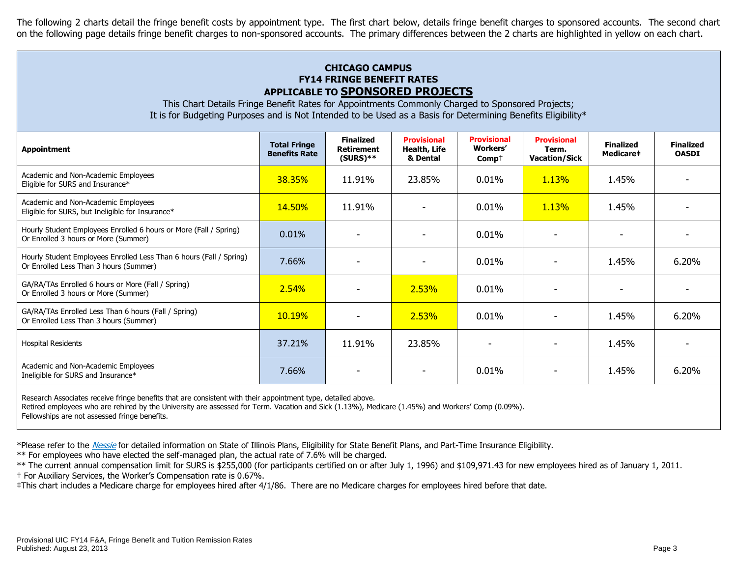The following 2 charts detail the fringe benefit costs by appointment type. The first chart below, details fringe benefit charges to sponsored accounts. The second chart on the following page details fringe benefit charges to non-sponsored accounts. The primary differences between the 2 charts are highlighted in yellow on each chart.

## CHICAGO CAMPUS
## FY14 FRINGE BENEFIT RATES
## APPLICABLE TO SPONSORED PROJECTS

This Chart Details Fringe Benefit Rates for Appointments Commonly Charged to Sponsored Projects;
It is for Budgeting Purposes and is Not Intended to be Used as a Basis for Determining Benefits Eligibility*

| Appointment | Total Fringe Benefits Rate | Finalized Retirement (SURS)** | Provisional Health, Life & Dental | Provisional Workers' Comp† | Provisional Term. Vacation/Sick | Finalized Medicare‡ | Finalized OASDI |
|---|---|---|---|---|---|---|---|
| Academic and Non-Academic Employees Eligible for SURS and Insurance* | 38.35% | 11.91% | 23.85% | 0.01% | 1.13% | 1.45% | - |
| Academic and Non-Academic Employees Eligible for SURS, but Ineligible for Insurance* | 14.50% | 11.91% | - | 0.01% | 1.13% | 1.45% | - |
| Hourly Student Employees Enrolled 6 hours or More (Fall / Spring) Or Enrolled 3 hours or More (Summer) | 0.01% | - | - | 0.01% | - | - | - |
| Hourly Student Employees Enrolled Less Than 6 hours (Fall / Spring) Or Enrolled Less Than 3 hours (Summer) | 7.66% | - | - | 0.01% | - | 1.45% | 6.20% |
| GA/RA/TAs Enrolled 6 hours or More (Fall / Spring) Or Enrolled 3 hours or More (Summer) | 2.54% | - | 2.53% | 0.01% | - | - | - |
| GA/RA/TAs Enrolled Less Than 6 hours (Fall / Spring) Or Enrolled Less Than 3 hours (Summer) | 10.19% | - | 2.53% | 0.01% | - | 1.45% | 6.20% |
| Hospital Residents | 37.21% | 11.91% | 23.85% | - | - | 1.45% | - |
| Academic and Non-Academic Employees Ineligible for SURS and Insurance* | 7.66% | - | - | 0.01% | - | 1.45% | 6.20% |

Research Associates receive fringe benefits that are consistent with their appointment type, detailed above.
Retired employees who are rehired by the University are assessed for Term. Vacation and Sick (1.13%), Medicare (1.45%) and Workers' Comp (0.09%).
Fellowships are not assessed fringe benefits.

*Please refer to the *Nessie* for detailed information on State of Illinois Plans, Eligibility for State Benefit Plans, and Part-Time Insurance Eligibility.
** For employees who have elected the self-managed plan, the actual rate of 7.6% will be charged.
** The current annual compensation limit for SURS is $255,000 (for participants certified on or after July 1, 1996) and $109,971.43 for new employees hired as of January 1, 2011.
† For Auxiliary Services, the Worker's Compensation rate is 0.67%.
‡This chart includes a Medicare charge for employees hired after 4/1/86. There are no Medicare charges for employees hired before that date.

Provisional UIC FY14 F&A, Fringe Benefit and Tuition Remission Rates
Published: August 23, 2013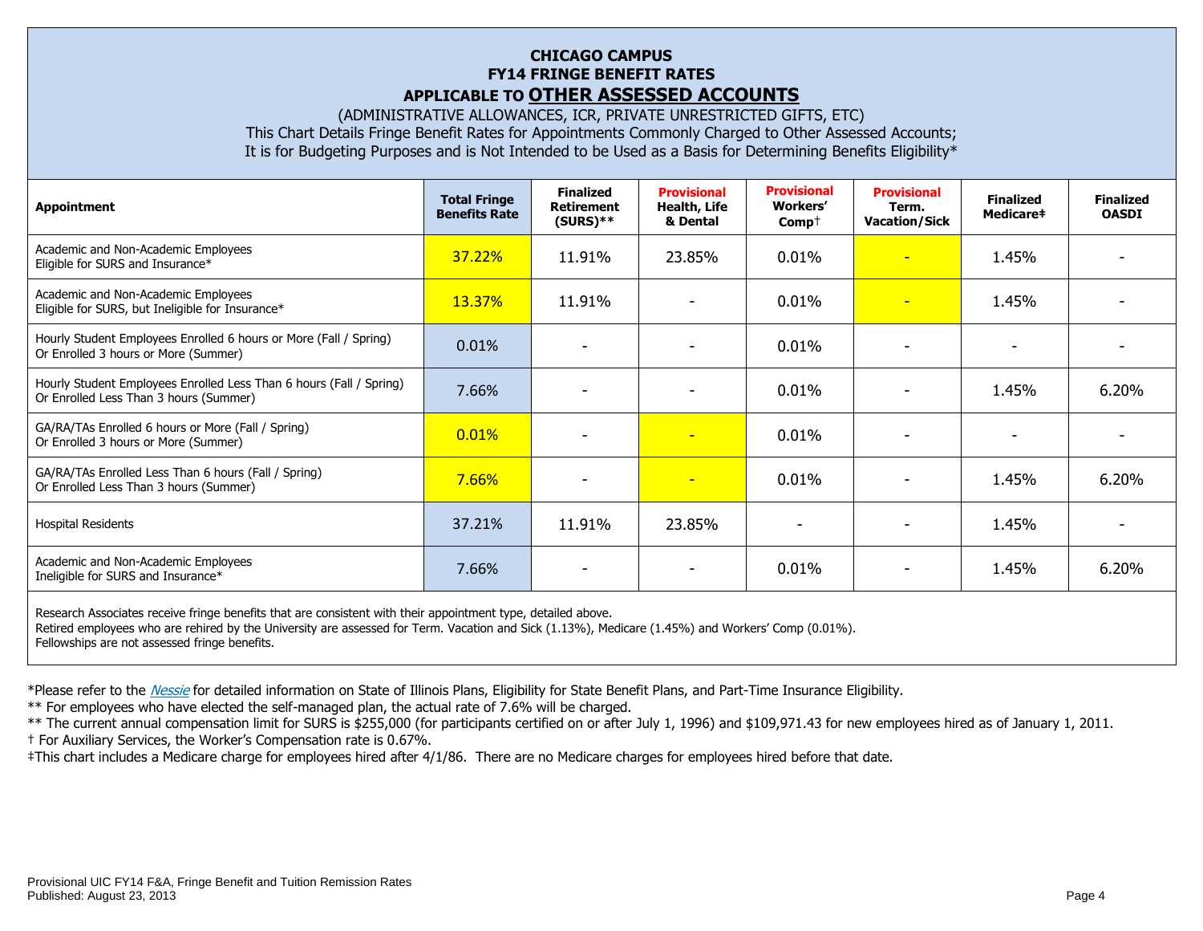# CHICAGO CAMPUS
## FY14 FRINGE BENEFIT RATES
## APPLICABLE TO OTHER ASSESSED ACCOUNTS

(ADMINISTRATIVE ALLOWANCES, ICR, PRIVATE UNRESTRICTED GIFTS, ETC)

This Chart Details Fringe Benefit Rates for Appointments Commonly Charged to Other Assessed Accounts;
It is for Budgeting Purposes and is Not Intended to be Used as a Basis for Determining Benefits Eligibility*

| Appointment | Total Fringe Benefits Rate | Finalized Retirement (SURS)** | Provisional Health, Life & Dental | Provisional Workers' Comp† | Provisional Term. Vacation/Sick | Finalized Medicare‡ | Finalized OASDI |
|---|---|---|---|---|---|---|---|
| Academic and Non-Academic Employees Eligible for SURS and Insurance* | 37.22% | 11.91% | 23.85% | 0.01% | - | 1.45% | - |
| Academic and Non-Academic Employees Eligible for SURS, but Ineligible for Insurance* | 13.37% | 11.91% | - | 0.01% | - | 1.45% | - |
| Hourly Student Employees Enrolled 6 hours or More (Fall / Spring) Or Enrolled 3 hours or More (Summer) | 0.01% | - | - | 0.01% | - | - | - |
| Hourly Student Employees Enrolled Less Than 6 hours (Fall / Spring) Or Enrolled Less Than 3 hours (Summer) | 7.66% | - | - | 0.01% | - | 1.45% | 6.20% |
| GA/RA/TAs Enrolled 6 hours or More (Fall / Spring) Or Enrolled 3 hours or More (Summer) | 0.01% | - | - | 0.01% | - | - | - |
| GA/RA/TAs Enrolled Less Than 6 hours (Fall / Spring) Or Enrolled Less Than 3 hours (Summer) | 7.66% | - | - | 0.01% | - | 1.45% | 6.20% |
| Hospital Residents | 37.21% | 11.91% | 23.85% | - | - | 1.45% | - |
| Academic and Non-Academic Employees Ineligible for SURS and Insurance* | 7.66% | - | - | 0.01% | - | 1.45% | 6.20% |

Research Associates receive fringe benefits that are consistent with their appointment type, detailed above.
Retired employees who are rehired by the University are assessed for Term. Vacation and Sick (1.13%), Medicare (1.45%) and Workers' Comp (0.01%).
Fellowships are not assessed fringe benefits.

*Please refer to the *Nessie* for detailed information on State of Illinois Plans, Eligibility for State Benefit Plans, and Part-Time Insurance Eligibility.

** For employees who have elected the self-managed plan, the actual rate of 7.6% will be charged.

** The current annual compensation limit for SURS is $255,000 (for participants certified on or after July 1, 1996) and $109,971.43 for new employees hired as of January 1, 2011.

† For Auxiliary Services, the Worker's Compensation rate is 0.67%.

‡This chart includes a Medicare charge for employees hired after 4/1/86. There are no Medicare charges for employees hired before that date.

Provisional UIC FY14 F&A, Fringe Benefit and Tuition Remission Rates
Published: August 23, 2013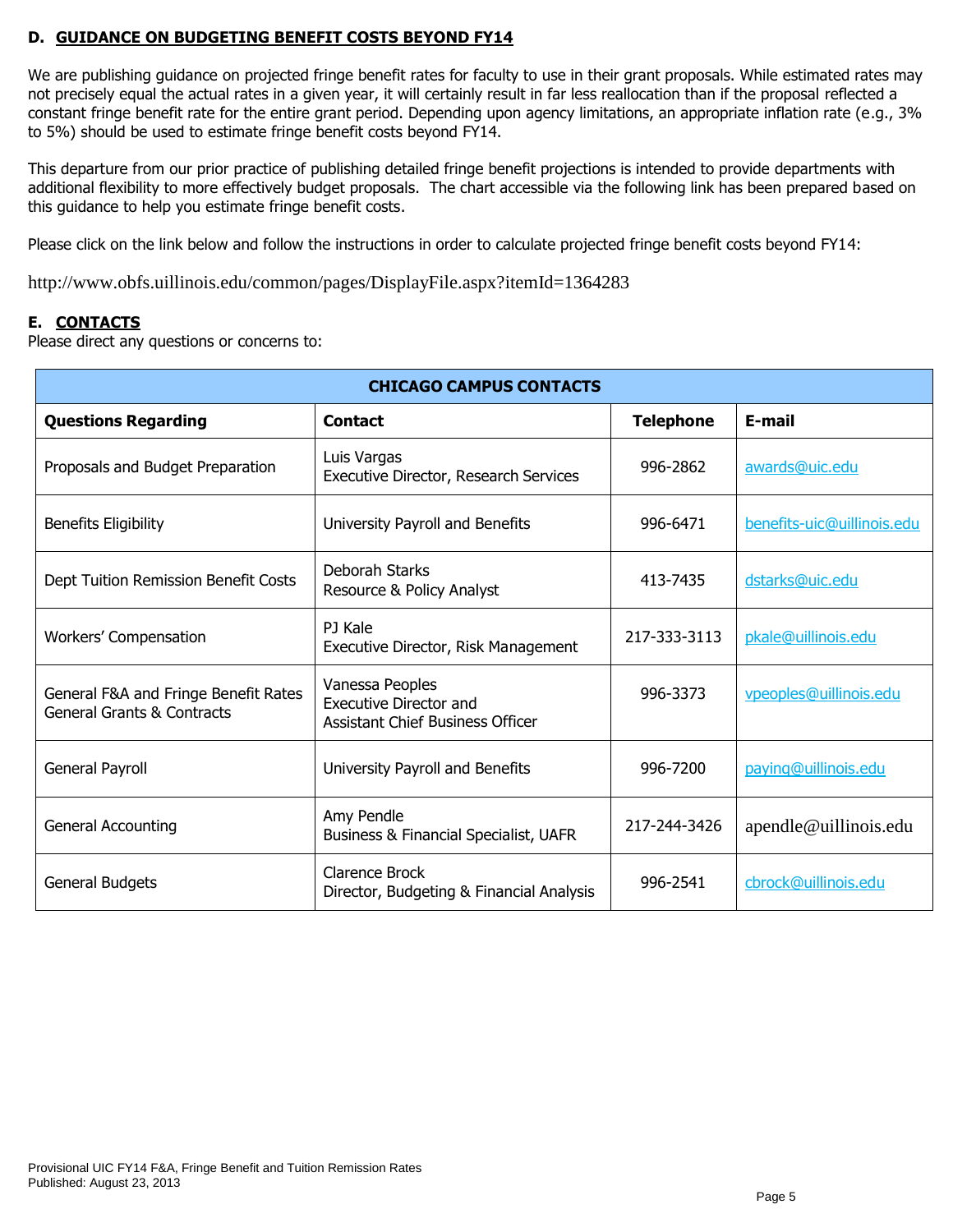## D. GUIDANCE ON BUDGETING BENEFIT COSTS BEYOND FY14

We are publishing guidance on projected fringe benefit rates for faculty to use in their grant proposals. While estimated rates may not precisely equal the actual rates in a given year, it will certainly result in far less reallocation than if the proposal reflected a constant fringe benefit rate for the entire grant period. Depending upon agency limitations, an appropriate inflation rate (e.g., 3% to 5%) should be used to estimate fringe benefit costs beyond FY14.

This departure from our prior practice of publishing detailed fringe benefit projections is intended to provide departments with additional flexibility to more effectively budget proposals. The chart accessible via the following link has been prepared based on this guidance to help you estimate fringe benefit costs.

Please click on the link below and follow the instructions in order to calculate projected fringe benefit costs beyond FY14:

http://www.obfs.uillinois.edu/common/pages/DisplayFile.aspx?itemId=1364283

## E. CONTACTS

Please direct any questions or concerns to:

| CHICAGO CAMPUS CONTACTS | | | |
|---|---|---|---|
| **Questions Regarding** | **Contact** | **Telephone** | **E-mail** |
| Proposals and Budget Preparation | Luis Vargas<br>Executive Director, Research Services | 996-2862 | awards@uic.edu |
| Benefits Eligibility | University Payroll and Benefits | 996-6471 | benefits-uic@uillinois.edu |
| Dept Tuition Remission Benefit Costs | Deborah Starks<br>Resource & Policy Analyst | 413-7435 | dstarks@uic.edu |
| Workers' Compensation | PJ Kale<br>Executive Director, Risk Management | 217-333-3113 | pkale@uillinois.edu |
| General F&A and Fringe Benefit Rates<br>General Grants & Contracts | Vanessa Peoples<br>Executive Director and<br>Assistant Chief Business Officer | 996-3373 | vpeoples@uillinois.edu |
| General Payroll | University Payroll and Benefits | 996-7200 | payinq@uillinois.edu |
| General Accounting | Amy Pendle<br>Business & Financial Specialist, UAFR | 217-244-3426 | apendle@uillinois.edu |
| General Budgets | Clarence Brock<br>Director, Budgeting & Financial Analysis | 996-2541 | cbrock@uillinois.edu |

Provisional UIC FY14 F&A, Fringe Benefit and Tuition Remission Rates
Published: August 23, 2013